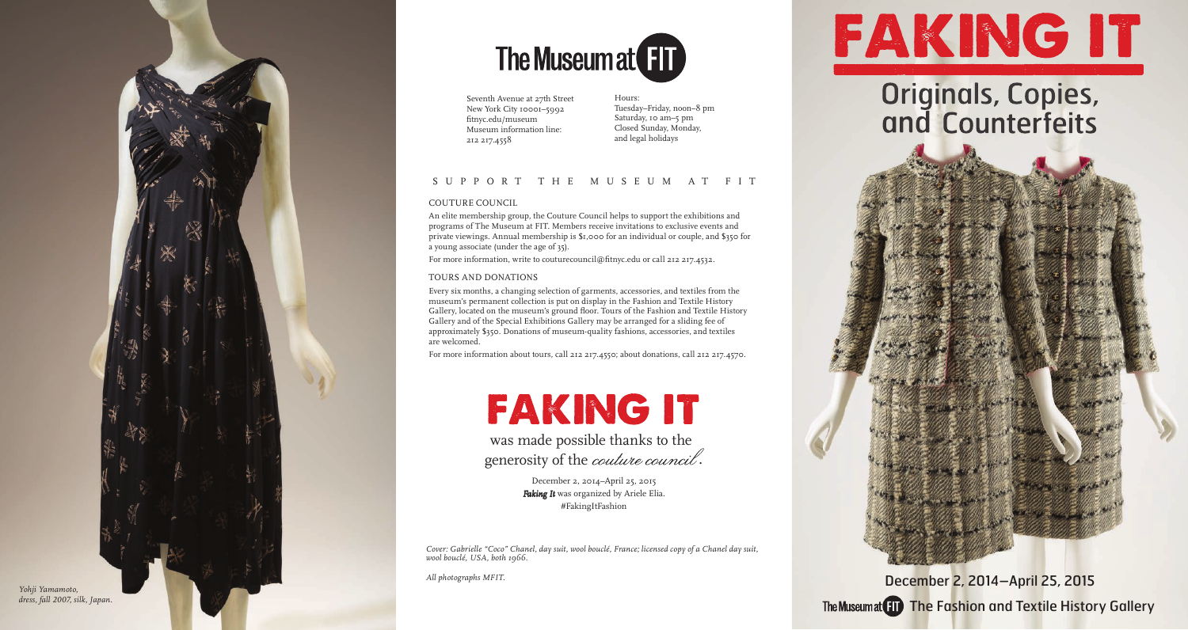*Yohji Yamamoto, dress, fall 2007, silk, Japan.*

# The Museum at FIT

Seventh Avenue at 27th Street
New York City 10001–5992
fitnyc.edu/museum
Museum information line:
212 217.4558

Hours:
Tuesday–Friday, noon–8 pm
Saturday, 10 am–5 pm
Closed Sunday, Monday, and legal holidays

## SUPPORT THE MUSEUM AT FIT

### COUTURE COUNCIL

An elite membership group, the Couture Council helps to support the exhibitions and programs of The Museum at FIT. Members receive invitations to exclusive events and private viewings. Annual membership is $1,000 for an individual or couple, and $350 for a young associate (under the age of 35).

For more information, write to couturecouncil@fitnyc.edu or call 212 217.4532.

### TOURS AND DONATIONS

Every six months, a changing selection of garments, accessories, and textiles from the museum's permanent collection is put on display in the Fashion and Textile History Gallery, located on the museum's ground floor. Tours of the Fashion and Textile History Gallery and of the Special Exhibitions Gallery may be arranged for a sliding fee of approximately $350. Donations of museum-quality fashions, accessories, and textiles are welcomed.

For more information about tours, call 212 217.4550; about donations, call 212 217.4570.

**FAKING IT**

was made possible thanks to the generosity of the *couture council*.

December 2, 2014–April 25, 2015
***Faking It*** was organized by Ariele Elia.
#FakingItFashion

*Cover: Gabrielle "Coco" Chanel, day suit, wool bouclé, France; licensed copy of a Chanel day suit, wool bouclé, USA, both 1966.*

*All photographs MFIT.*

# FAKING IT

## Originals, Copies, and Counterfeits

December 2, 2014–April 25, 2015

The Museum at FIT The Fashion and Textile History Gallery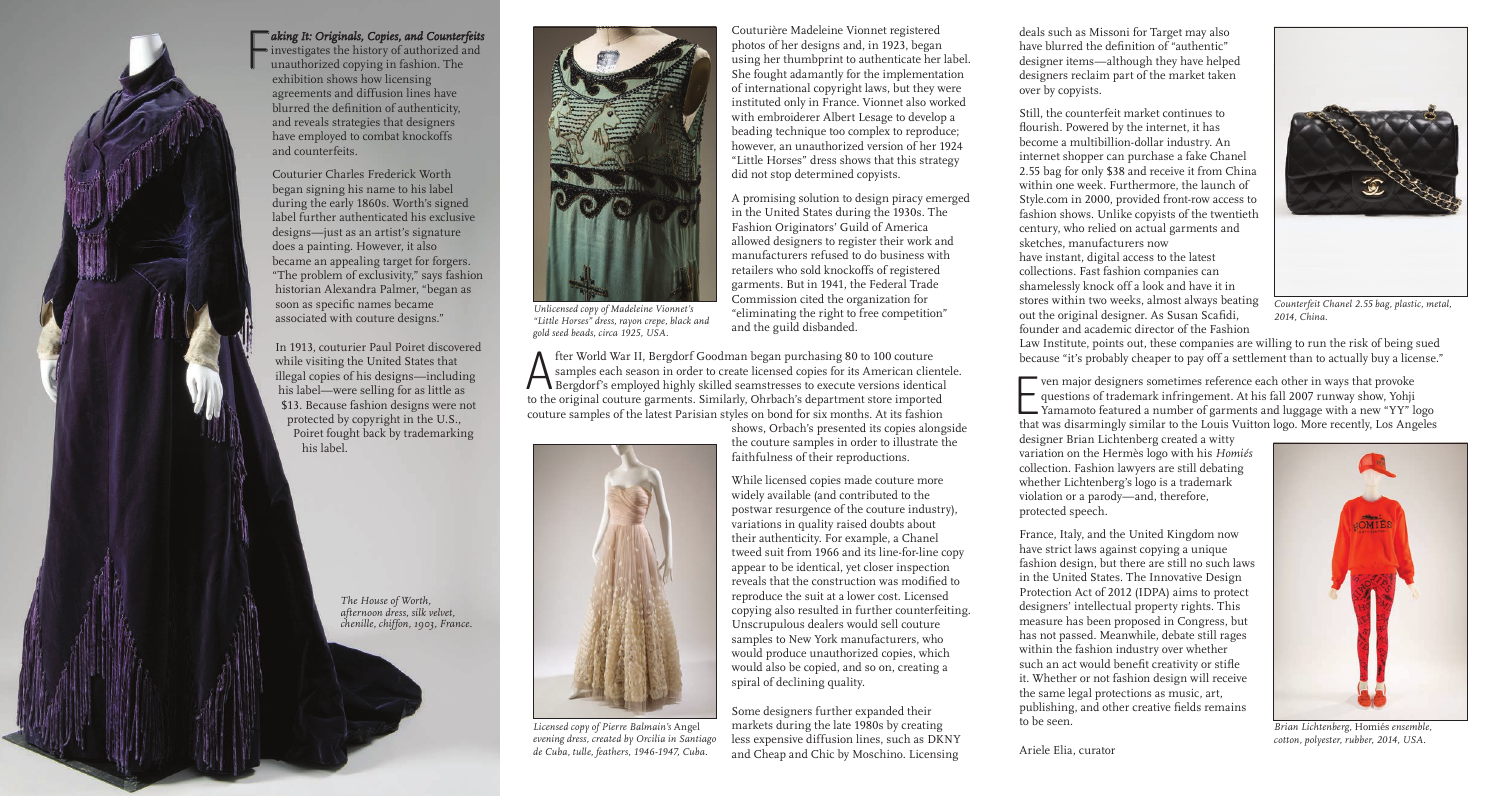***Faking It: Originals, Copies, and Counterfeits*** investigates the history of authorized and unauthorized copying in fashion. The exhibition shows how licensing agreements and diffusion lines have blurred the definition of authenticity, and reveals strategies that designers have employed to combat knockoffs and counterfeits.

Couturier Charles Frederick Worth began signing his name to his label during the early 1860s. Worth's signed label further authenticated his exclusive designs—just as an artist's signature does a painting. However, it also became an appealing target for forgers. "The problem of exclusivity," says fashion historian Alexandra Palmer, "began as soon as specific names became associated with couture designs."

In 1913, couturier Paul Poiret discovered while visiting the United States that illegal copies of his designs—including his label—were selling for as little as $13. Because fashion designs were not protected by copyright in the U.S., Poiret fought back by trademarking his label.

*The House of Worth, afternoon dress, silk velvet, chenille, chiffon, 1903, France.*

*Unlicensed copy of Madeleine Vionnet's "Little Horses" dress, rayon crepe, black and gold seed beads, circa 1925, USA.*

Couturière Madeleine Vionnet registered photos of her designs and, in 1923, began using her thumbprint to authenticate her label. She fought adamantly for the implementation of international copyright laws, but they were instituted only in France. Vionnet also worked with embroiderer Albert Lesage to develop a beading technique too complex to reproduce; however, an unauthorized version of her 1924 "Little Horses" dress shows that this strategy did not stop determined copyists.

A promising solution to design piracy emerged in the United States during the 1930s. The Fashion Originators' Guild of America allowed designers to register their work and manufacturers refused to do business with retailers who sold knockoffs of registered garments. But in 1941, the Federal Trade Commission cited the organization for "eliminating the right to free competition" and the guild disbanded.

After World War II, Bergdorf Goodman began purchasing 80 to 100 couture samples each season in order to create licensed copies for its American clientele. Bergdorf's employed highly skilled seamstresses to execute versions identical to the original couture garments. Similarly, Ohrbach's department store imported couture samples of the latest Parisian styles on bond for six months. At its fashion shows, Orbach's presented its copies alongside the couture samples in order to illustrate the faithfulness of their reproductions.

While licensed copies made couture more widely available (and contributed to the postwar resurgence of the couture industry), variations in quality raised doubts about their authenticity. For example, a Chanel tweed suit from 1966 and its line-for-line copy appear to be identical, yet closer inspection reveals that the construction was modified to reproduce the suit at a lower cost. Licensed copying also resulted in further counterfeiting. Unscrupulous dealers would sell couture samples to New York manufacturers, who would produce unauthorized copies, which would also be copied, and so on, creating a spiral of declining quality.

Some designers further expanded their markets during the late 1980s by creating less expensive diffusion lines, such as DKNY and Cheap and Chic by Moschino. Licensing deals such as Missoni for Target may also have blurred the definition of "authentic" designer items—although they have helped designers reclaim part of the market taken over by copyists.

*Licensed copy of Pierre Balmain's* Angel *evening dress, created by Orcilia in Santiago de Cuba, tulle, feathers, 1946-1947, Cuba.*

Still, the counterfeit market continues to flourish. Powered by the internet, it has become a multibillion-dollar industry. An internet shopper can purchase a fake Chanel 2.55 bag for only $38 and receive it from China within one week. Furthermore, the launch of Style.com in 2000, provided front-row access to fashion shows. Unlike copyists of the twentieth century, who relied on actual garments and sketches, manufacturers now have instant, digital access to the latest collections. Fast fashion companies can shamelessly knock off a look and have it in stores within two weeks, almost always beating out the original designer. As Susan Scafidi, founder and academic director of the Fashion Law Institute, points out, these companies are willing to run the risk of being sued because "it's probably cheaper to pay off a settlement than to actually buy a license."

*Counterfeit Chanel 2.55 bag, plastic, metal, 2014, China.*

Even major designers sometimes reference each other in ways that provoke questions of trademark infringement. At his fall 2007 runway show, Yohji Yamamoto featured a number of garments and luggage with a new "YY" logo that was disarmingly similar to the Louis Vuitton logo. More recently, Los Angeles designer Brian Lichtenberg created a witty variation on the Hermès logo with his *Homiés* collection. Fashion lawyers are still debating whether Lichtenberg's logo is a trademark violation or a parody—and, therefore, protected speech.

France, Italy, and the United Kingdom now have strict laws against copying a unique fashion design, but there are still no such laws in the United States. The Innovative Design Protection Act of 2012 (IDPA) aims to protect designers' intellectual property rights. This measure has been proposed in Congress, but has not passed. Meanwhile, debate still rages within the fashion industry over whether such an act would benefit creativity or stifle it. Whether or not fashion design will receive the same legal protections as music, art, publishing, and other creative fields remains to be seen.

Ariele Elia, curator

*Brian Lichtenberg,* Homiés *ensemble, cotton, polyester, rubber, 2014, USA.*